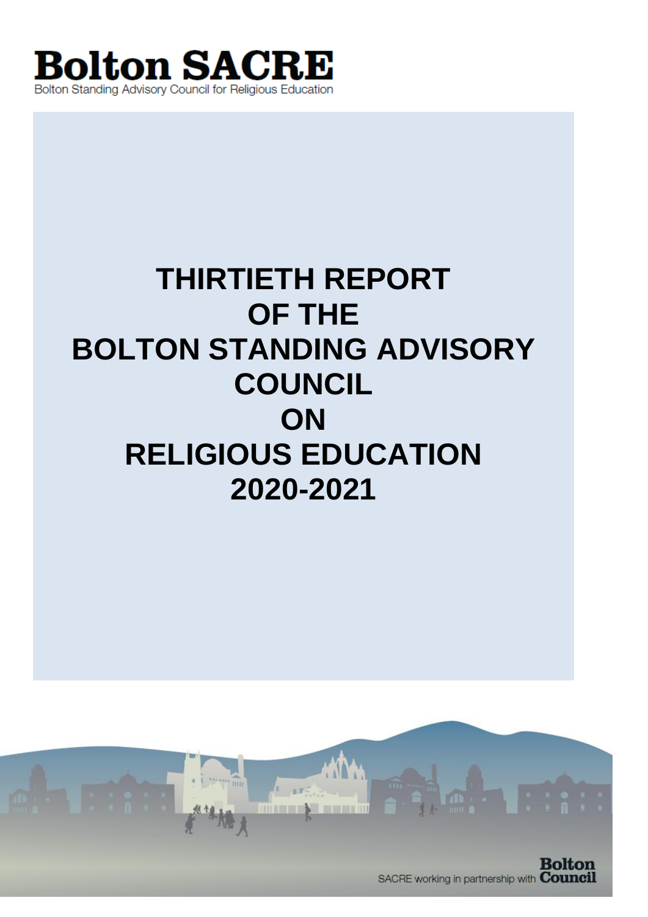**Bolton SACRE**

Bolton Standing Advisory Council for Religious Education

# THIRTIETH REPORT OF THE BOLTON STANDING ADVISORY COUNCIL ON RELIGIOUS EDUCATION 2020-2021

SACRE working in partnership with **Bolton Council**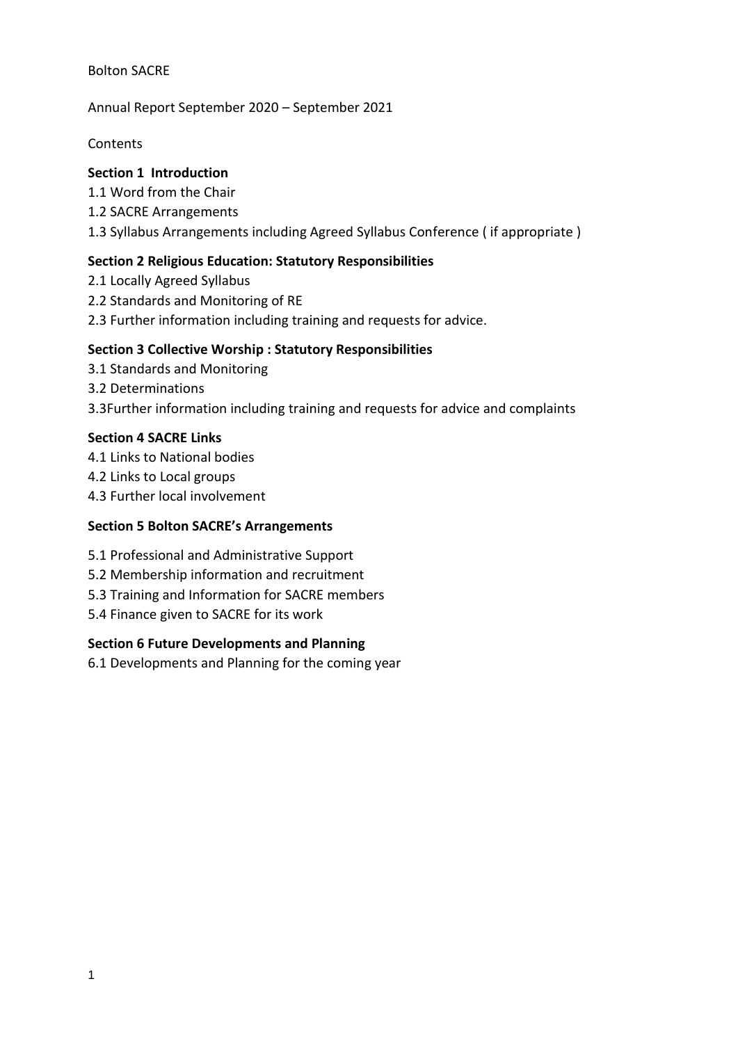Bolton SACRE

Annual Report September 2020 – September 2021

Contents

**Section 1 Introduction**

1.1 Word from the Chair
1.2 SACRE Arrangements
1.3 Syllabus Arrangements including Agreed Syllabus Conference ( if appropriate )

**Section 2 Religious Education: Statutory Responsibilities**

2.1 Locally Agreed Syllabus
2.2 Standards and Monitoring of RE
2.3 Further information including training and requests for advice.

**Section 3 Collective Worship : Statutory Responsibilities**

3.1 Standards and Monitoring
3.2 Determinations
3.3Further information including training and requests for advice and complaints

**Section 4 SACRE Links**

4.1 Links to National bodies
4.2 Links to Local groups
4.3 Further local involvement

**Section 5 Bolton SACRE's Arrangements**

5.1 Professional and Administrative Support
5.2 Membership information and recruitment
5.3 Training and Information for SACRE members
5.4 Finance given to SACRE for its work

**Section 6 Future Developments and Planning**

6.1 Developments and Planning for the coming year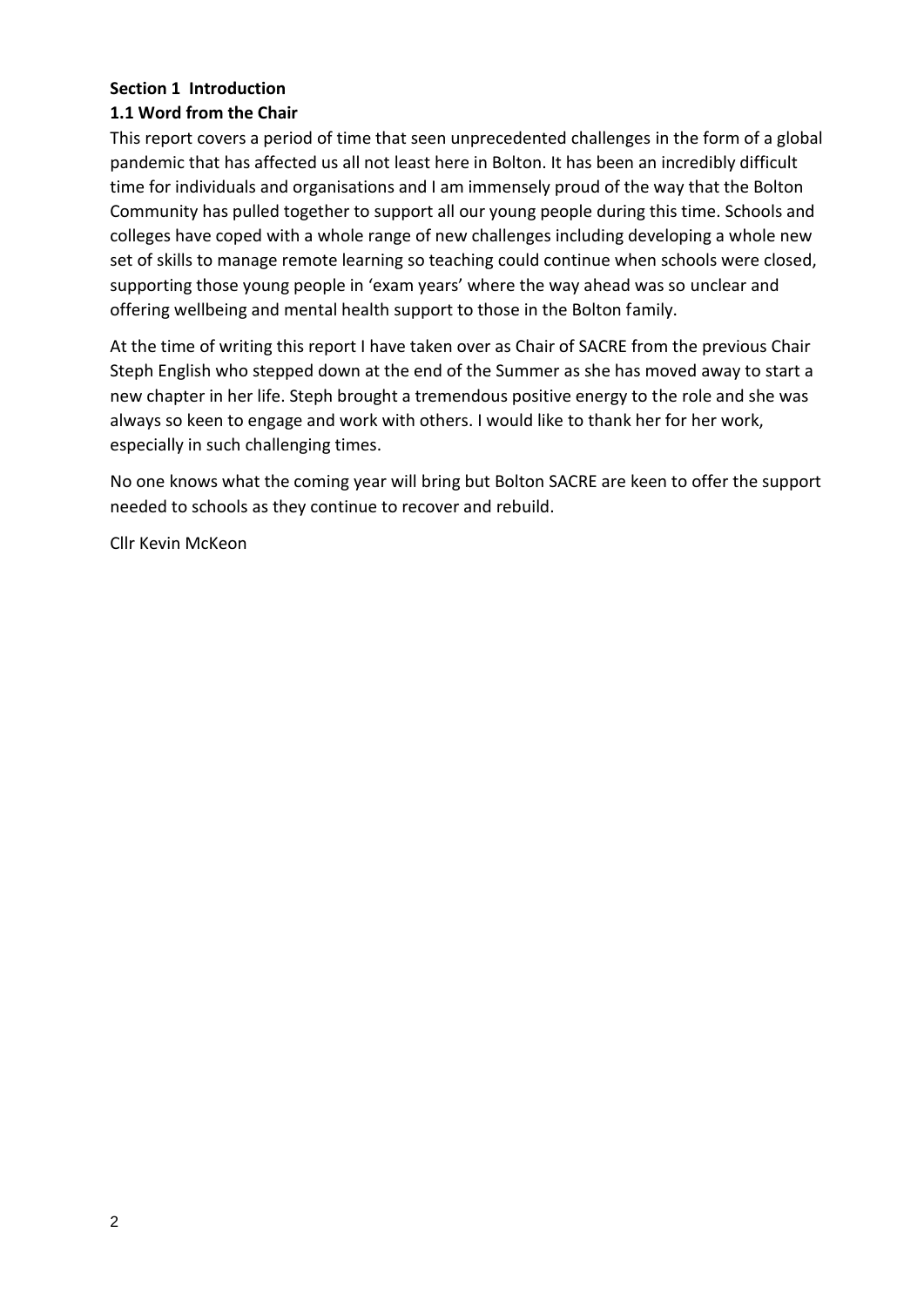**Section 1 Introduction**

**1.1 Word from the Chair**

This report covers a period of time that seen unprecedented challenges in the form of a global pandemic that has affected us all not least here in Bolton. It has been an incredibly difficult time for individuals and organisations and I am immensely proud of the way that the Bolton Community has pulled together to support all our young people during this time. Schools and colleges have coped with a whole range of new challenges including developing a whole new set of skills to manage remote learning so teaching could continue when schools were closed, supporting those young people in 'exam years' where the way ahead was so unclear and offering wellbeing and mental health support to those in the Bolton family.

At the time of writing this report I have taken over as Chair of SACRE from the previous Chair Steph English who stepped down at the end of the Summer as she has moved away to start a new chapter in her life. Steph brought a tremendous positive energy to the role and she was always so keen to engage and work with others. I would like to thank her for her work, especially in such challenging times.

No one knows what the coming year will bring but Bolton SACRE are keen to offer the support needed to schools as they continue to recover and rebuild.

Cllr Kevin McKeon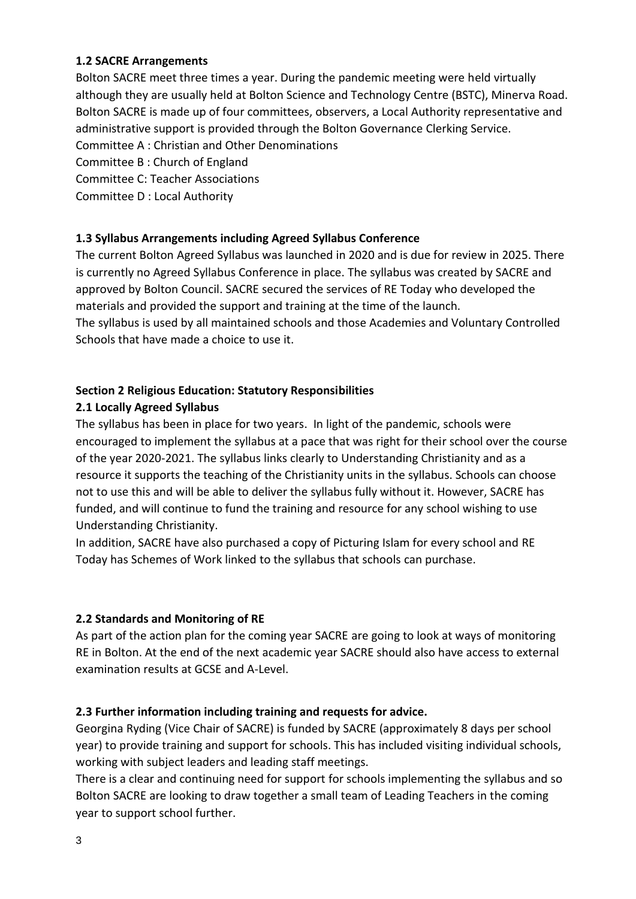### 1.2 SACRE Arrangements

Bolton SACRE meet three times a year. During the pandemic meeting were held virtually although they are usually held at Bolton Science and Technology Centre (BSTC), Minerva Road. Bolton SACRE is made up of four committees, observers, a Local Authority representative and administrative support is provided through the Bolton Governance Clerking Service.

Committee A : Christian and Other Denominations
Committee B : Church of England
Committee C: Teacher Associations
Committee D : Local Authority

### 1.3 Syllabus Arrangements including Agreed Syllabus Conference

The current Bolton Agreed Syllabus was launched in 2020 and is due for review in 2025. There is currently no Agreed Syllabus Conference in place. The syllabus was created by SACRE and approved by Bolton Council. SACRE secured the services of RE Today who developed the materials and provided the support and training at the time of the launch.

The syllabus is used by all maintained schools and those Academies and Voluntary Controlled Schools that have made a choice to use it.

## Section 2 Religious Education: Statutory Responsibilities

### 2.1 Locally Agreed Syllabus

The syllabus has been in place for two years. In light of the pandemic, schools were encouraged to implement the syllabus at a pace that was right for their school over the course of the year 2020-2021. The syllabus links clearly to Understanding Christianity and as a resource it supports the teaching of the Christianity units in the syllabus. Schools can choose not to use this and will be able to deliver the syllabus fully without it. However, SACRE has funded, and will continue to fund the training and resource for any school wishing to use Understanding Christianity.

In addition, SACRE have also purchased a copy of Picturing Islam for every school and RE Today has Schemes of Work linked to the syllabus that schools can purchase.

### 2.2 Standards and Monitoring of RE

As part of the action plan for the coming year SACRE are going to look at ways of monitoring RE in Bolton. At the end of the next academic year SACRE should also have access to external examination results at GCSE and A-Level.

### 2.3 Further information including training and requests for advice.

Georgina Ryding (Vice Chair of SACRE) is funded by SACRE (approximately 8 days per school year) to provide training and support for schools. This has included visiting individual schools, working with subject leaders and leading staff meetings.

There is a clear and continuing need for support for schools implementing the syllabus and so Bolton SACRE are looking to draw together a small team of Leading Teachers in the coming year to support school further.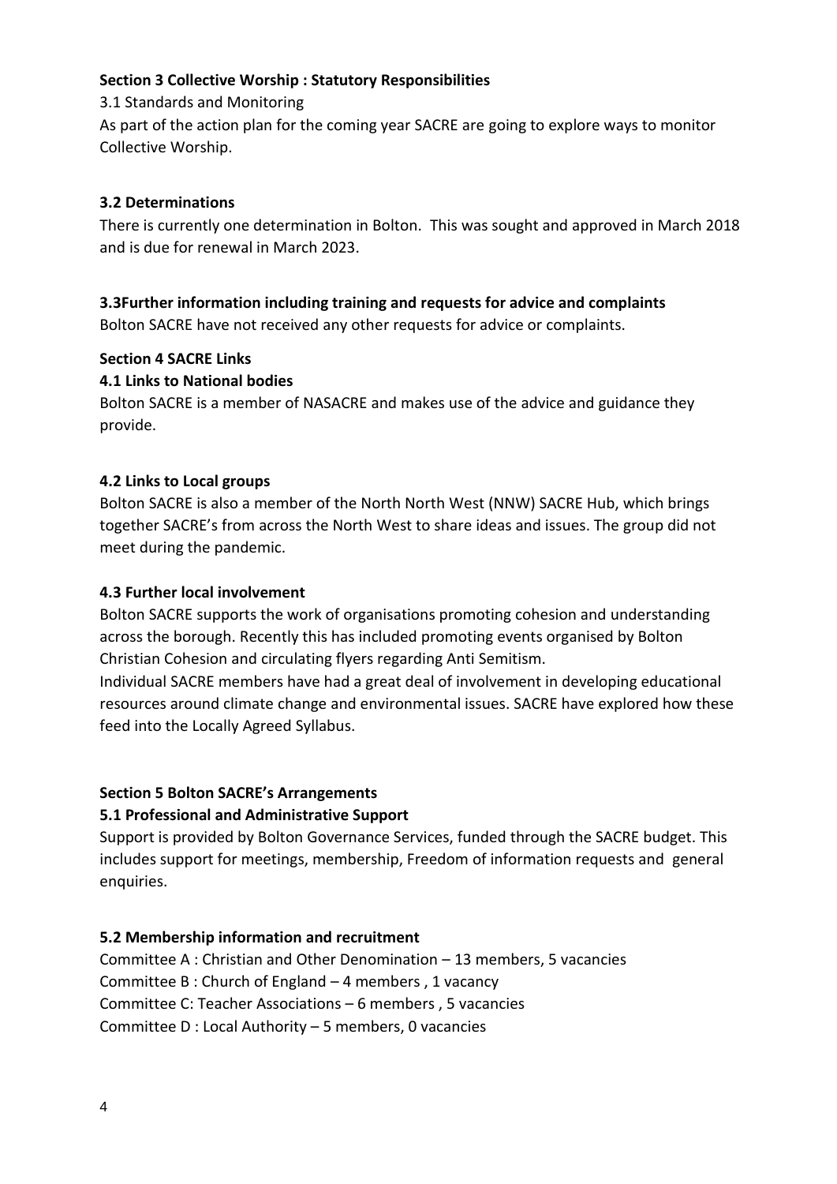## Section 3 Collective Worship : Statutory Responsibilities

3.1 Standards and Monitoring

As part of the action plan for the coming year SACRE are going to explore ways to monitor Collective Worship.

### 3.2 Determinations

There is currently one determination in Bolton. This was sought and approved in March 2018 and is due for renewal in March 2023.

### 3.3Further information including training and requests for advice and complaints

Bolton SACRE have not received any other requests for advice or complaints.

## Section 4 SACRE Links

### 4.1 Links to National bodies

Bolton SACRE is a member of NASACRE and makes use of the advice and guidance they provide.

### 4.2 Links to Local groups

Bolton SACRE is also a member of the North North West (NNW) SACRE Hub, which brings together SACRE's from across the North West to share ideas and issues. The group did not meet during the pandemic.

### 4.3 Further local involvement

Bolton SACRE supports the work of organisations promoting cohesion and understanding across the borough. Recently this has included promoting events organised by Bolton Christian Cohesion and circulating flyers regarding Anti Semitism.

Individual SACRE members have had a great deal of involvement in developing educational resources around climate change and environmental issues. SACRE have explored how these feed into the Locally Agreed Syllabus.

## Section 5 Bolton SACRE's Arrangements

### 5.1 Professional and Administrative Support

Support is provided by Bolton Governance Services, funded through the SACRE budget. This includes support for meetings, membership, Freedom of information requests and general enquiries.

### 5.2 Membership information and recruitment

Committee A : Christian and Other Denomination – 13 members, 5 vacancies
Committee B : Church of England – 4 members , 1 vacancy
Committee C: Teacher Associations – 6 members , 5 vacancies
Committee D : Local Authority – 5 members, 0 vacancies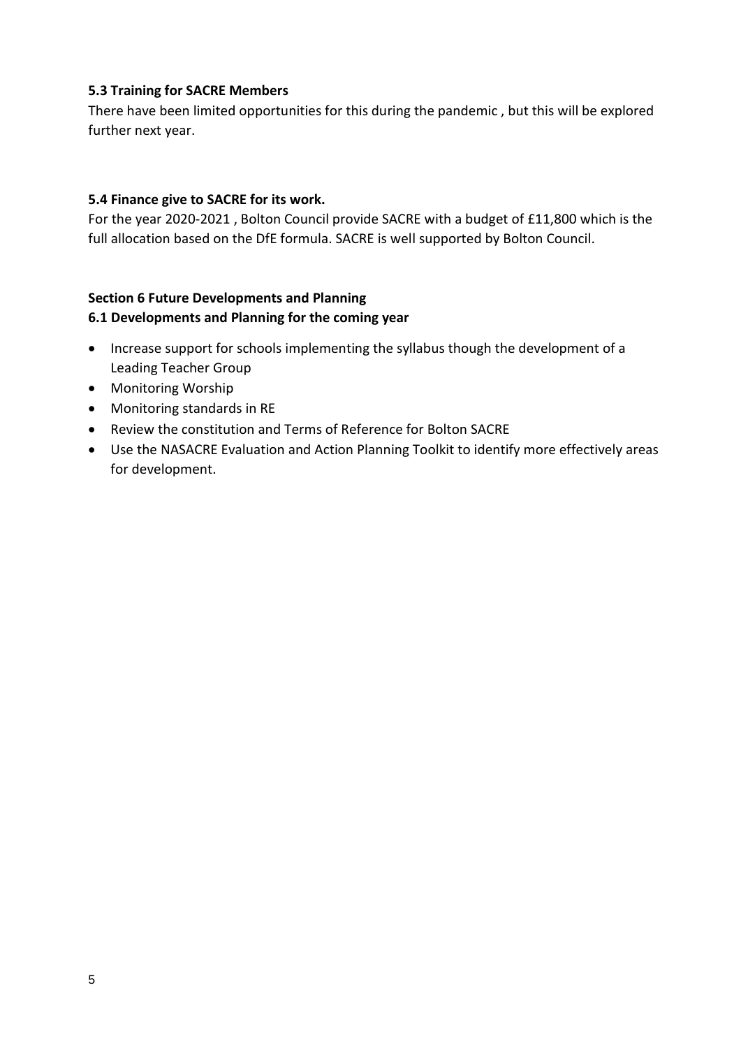### 5.3 Training for SACRE Members

There have been limited opportunities for this during the pandemic , but this will be explored further next year.

### 5.4 Finance give to SACRE for its work.

For the year 2020-2021 , Bolton Council provide SACRE with a budget of £11,800 which is the full allocation based on the DfE formula. SACRE is well supported by Bolton Council.

## Section 6 Future Developments and Planning

### 6.1 Developments and Planning for the coming year

- Increase support for schools implementing the syllabus though the development of a Leading Teacher Group
- Monitoring Worship
- Monitoring standards in RE
- Review the constitution and Terms of Reference for Bolton SACRE
- Use the NASACRE Evaluation and Action Planning Toolkit to identify more effectively areas for development.